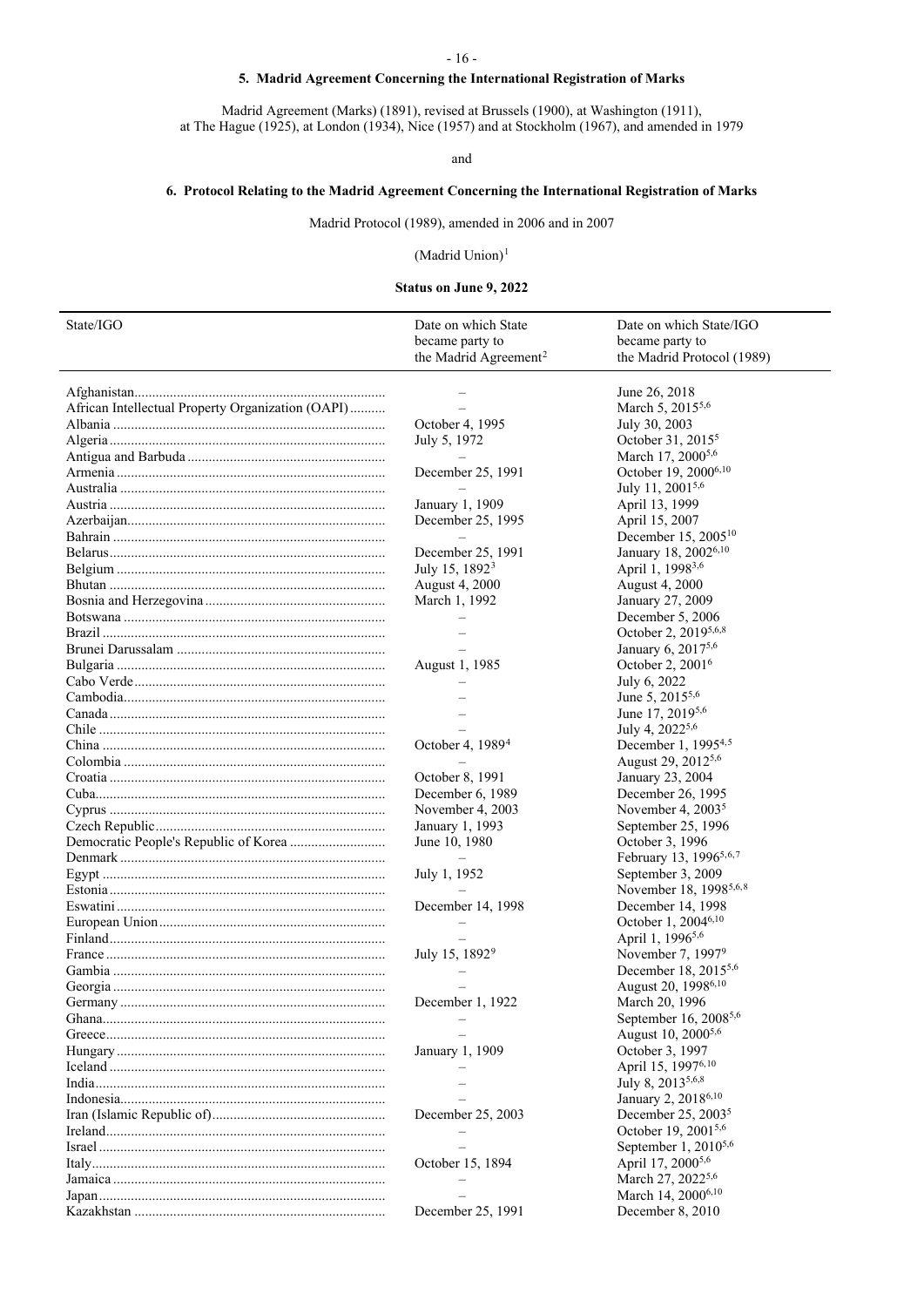## 5. Madrid Agreement Concerning the International Registration of Marks

Madrid Agreement (Marks) (1891), revised at Brussels (1900), at Washington (1911), at The Hague (1925), at London (1934), Nice (1957) and at Stockholm (1967), and amended in 1979

and

## 6. Protocol Relating to the Madrid Agreement Concerning the International Registration of Marks

Madrid Protocol (1989), amended in 2006 and in 2007

(Madrid Union)[1]

**Status on June 9, 2022**

| State/IGO | Date on which State became party to the Madrid Agreement[2] | Date on which State/IGO became party to the Madrid Protocol (1989) |
|---|---|---|
| Afghanistan | – | June 26, 2018 |
| African Intellectual Property Organization (OAPI) | – | March 5, 2015[5,6] |
| Albania | October 4, 1995 | July 30, 2003 |
| Algeria | July 5, 1972 | October 31, 2015[5] |
| Antigua and Barbuda | – | March 17, 2000[5,6] |
| Armenia | December 25, 1991 | October 19, 2000[6,10] |
| Australia | – | July 11, 2001[5,6] |
| Austria | January 1, 1909 | April 13, 1999 |
| Azerbaijan | December 25, 1995 | April 15, 2007 |
| Bahrain | – | December 15, 2005[10] |
| Belarus | December 25, 1991 | January 18, 2002[6,10] |
| Belgium | July 15, 1892[3] | April 1, 1998[3,6] |
| Bhutan | August 4, 2000 | August 4, 2000 |
| Bosnia and Herzegovina | March 1, 1992 | January 27, 2009 |
| Botswana | – | December 5, 2006 |
| Brazil | – | October 2, 2019[5,6,8] |
| Brunei Darussalam | – | January 6, 2017[5,6] |
| Bulgaria | August 1, 1985 | October 2, 2001[6] |
| Cabo Verde | – | July 6, 2022 |
| Cambodia | – | June 5, 2015[5,6] |
| Canada | – | June 17, 2019[5,6] |
| Chile | – | July 4, 2022[5,6] |
| China | October 4, 1989[4] | December 1, 1995[4,5] |
| Colombia | – | August 29, 2012[5,6] |
| Croatia | October 8, 1991 | January 23, 2004 |
| Cuba | December 6, 1989 | December 26, 1995 |
| Cyprus | November 4, 2003 | November 4, 2003[5] |
| Czech Republic | January 1, 1993 | September 25, 1996 |
| Democratic People's Republic of Korea | June 10, 1980 | October 3, 1996 |
| Denmark | – | February 13, 1996[5,6,7] |
| Egypt | July 1, 1952 | September 3, 2009 |
| Estonia | – | November 18, 1998[5,6,8] |
| Eswatini | December 14, 1998 | December 14, 1998 |
| European Union | – | October 1, 2004[6,10] |
| Finland | – | April 1, 1996[5,6] |
| France | July 15, 1892[9] | November 7, 1997[9] |
| Gambia | – | December 18, 2015[5,6] |
| Georgia | – | August 20, 1998[6,10] |
| Germany | December 1, 1922 | March 20, 1996 |
| Ghana | – | September 16, 2008[5,6] |
| Greece | – | August 10, 2000[5,6] |
| Hungary | January 1, 1909 | October 3, 1997 |
| Iceland | – | April 15, 1997[6,10] |
| India | – | July 8, 2013[5,6,8] |
| Indonesia | – | January 2, 2018[6,10] |
| Iran (Islamic Republic of) | December 25, 2003 | December 25, 2003[5] |
| Ireland | – | October 19, 2001[5,6] |
| Israel | – | September 1, 2010[5,6] |
| Italy | October 15, 1894 | April 17, 2000[5,6] |
| Jamaica | – | March 27, 2022[5,6] |
| Japan | – | March 14, 2000[6,10] |
| Kazakhstan | December 25, 1991 | December 8, 2010 |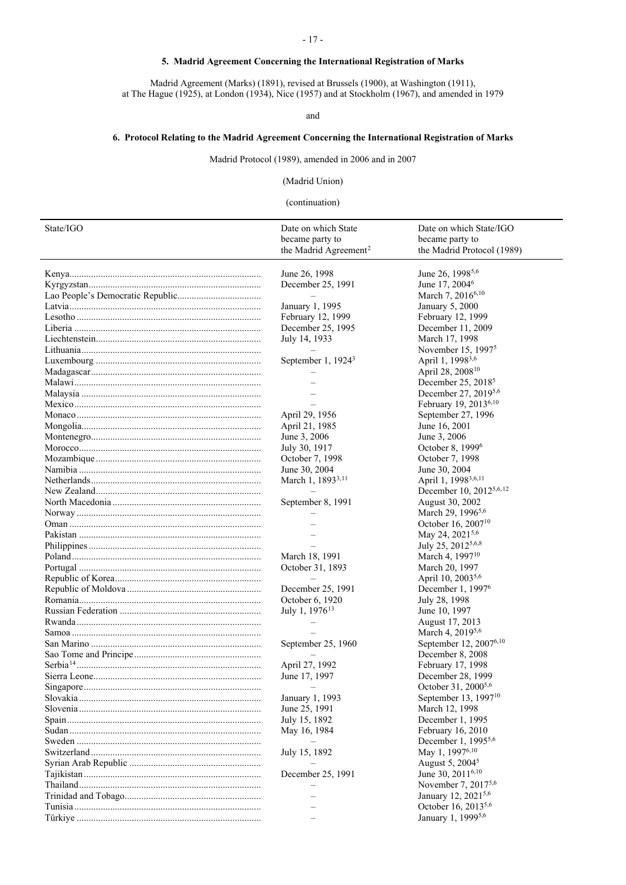## 5. Madrid Agreement Concerning the International Registration of Marks

Madrid Agreement (Marks) (1891), revised at Brussels (1900), at Washington (1911), at The Hague (1925), at London (1934), Nice (1957) and at Stockholm (1967), and amended in 1979

and

## 6. Protocol Relating to the Madrid Agreement Concerning the International Registration of Marks

Madrid Protocol (1989), amended in 2006 and in 2007

(Madrid Union)

(continuation)

| State/IGO | Date on which State became party to the Madrid Agreement[2] | Date on which State/IGO became party to the Madrid Protocol (1989) |
|---|---|---|
| Kenya | June 26, 1998 | June 26, 1998[5,6] |
| Kyrgyzstan | December 25, 1991 | June 17, 2004[6] |
| Lao People's Democratic Republic | – | March 7, 2016[6,10] |
| Latvia | January 1, 1995 | January 5, 2000 |
| Lesotho | February 12, 1999 | February 12, 1999 |
| Liberia | December 25, 1995 | December 11, 2009 |
| Liechtenstein | July 14, 1933 | March 17, 1998 |
| Lithuania | – | November 15, 1997[5] |
| Luxembourg | September 1, 1924[3] | April 1, 1998[3,6] |
| Madagascar | – | April 28, 2008[10] |
| Malawi | – | December 25, 2018[5] |
| Malaysia | – | December 27, 2019[5,6] |
| Mexico | – | February 19, 2013[6,10] |
| Monaco | April 29, 1956 | September 27, 1996 |
| Mongolia | April 21, 1985 | June 16, 2001 |
| Montenegro | June 3, 2006 | June 3, 2006 |
| Morocco | July 30, 1917 | October 8, 1999[6] |
| Mozambique | October 7, 1998 | October 7, 1998 |
| Namibia | June 30, 2004 | June 30, 2004 |
| Netherlands | March 1, 1893[3,11] | April 1, 1998[3,6,11] |
| New Zealand | – | December 10, 2012[5,6,12] |
| North Macedonia | September 8, 1991 | August 30, 2002 |
| Norway | – | March 29, 1996[5,6] |
| Oman | – | October 16, 2007[10] |
| Pakistan | – | May 24, 2021[5,6] |
| Philippines | – | July 25, 2012[5,6,8] |
| Poland | March 18, 1991 | March 4, 1997[10] |
| Portugal | October 31, 1893 | March 20, 1997 |
| Republic of Korea | – | April 10, 2003[5,6] |
| Republic of Moldova | December 25, 1991 | December 1, 1997[6] |
| Romania | October 6, 1920 | July 28, 1998 |
| Russian Federation | July 1, 1976[13] | June 10, 1997 |
| Rwanda | – | August 17, 2013 |
| Samoa | – | March 4, 2019[5,6] |
| San Marino | September 25, 1960 | September 12, 2007[6,10] |
| Sao Tome and Principe | – | December 8, 2008 |
| Serbia[14] | April 27, 1992 | February 17, 1998 |
| Sierra Leone | June 17, 1997 | December 28, 1999 |
| Singapore | – | October 31, 2000[5,6] |
| Slovakia | January 1, 1993 | September 13, 1997[10] |
| Slovenia | June 25, 1991 | March 12, 1998 |
| Spain | July 15, 1892 | December 1, 1995 |
| Sudan | May 16, 1984 | February 16, 2010 |
| Sweden | – | December 1, 1995[5,6] |
| Switzerland | July 15, 1892 | May 1, 1997[6,10] |
| Syrian Arab Republic | – | August 5, 2004[5] |
| Tajikistan | December 25, 1991 | June 30, 2011[6,10] |
| Thailand | – | November 7, 2017[5,6] |
| Trinidad and Tobago | – | January 12, 2021[5,6] |
| Tunisia | – | October 16, 2013[5,6] |
| Türkiye | – | January 1, 1999[5,6] |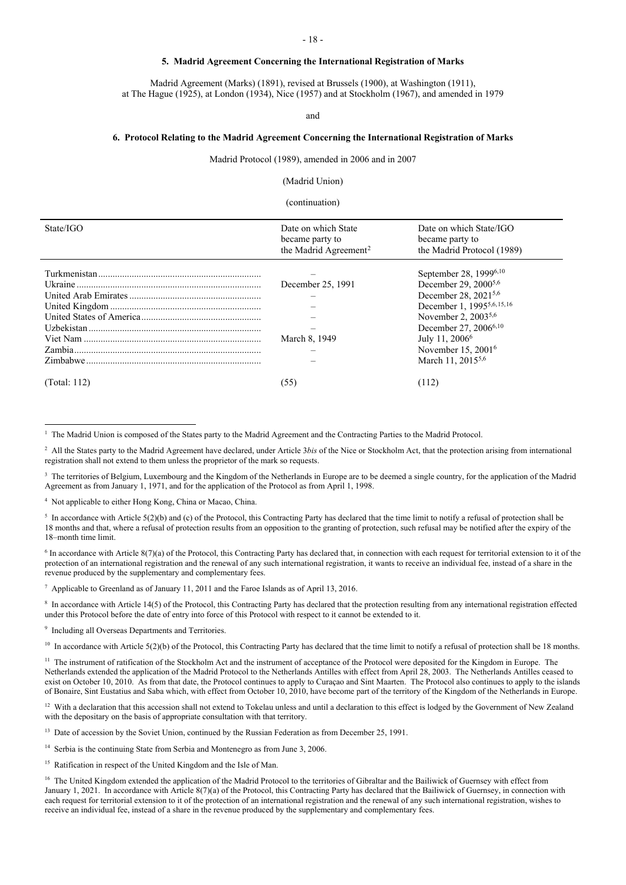### 5. Madrid Agreement Concerning the International Registration of Marks

Madrid Agreement (Marks) (1891), revised at Brussels (1900), at Washington (1911), at The Hague (1925), at London (1934), Nice (1957) and at Stockholm (1967), and amended in 1979

and

### 6. Protocol Relating to the Madrid Agreement Concerning the International Registration of Marks

Madrid Protocol (1989), amended in 2006 and in 2007

(Madrid Union)

(continuation)

| State/IGO | Date on which State became party to the Madrid Agreement[2] | Date on which State/IGO became party to the Madrid Protocol (1989) |
|---|---|---|
| Turkmenistan | – | September 28, 1999[6,10] |
| Ukraine | December 25, 1991 | December 29, 2000[5,6] |
| United Arab Emirates | – | December 28, 2021[5,6] |
| United Kingdom | – | December 1, 1995[5,6,15,16] |
| United States of America | – | November 2, 2003[5,6] |
| Uzbekistan | – | December 27, 2006[6,10] |
| Viet Nam | March 8, 1949 | July 11, 2006[6] |
| Zambia | – | November 15, 2001[6] |
| Zimbabwe | – | March 11, 2015[5,6] |
| (Total: 112) | (55) | (112) |

[1] The Madrid Union is composed of the States party to the Madrid Agreement and the Contracting Parties to the Madrid Protocol.

[2] All the States party to the Madrid Agreement have declared, under Article 3*bis* of the Nice or Stockholm Act, that the protection arising from international registration shall not extend to them unless the proprietor of the mark so requests.

[3] The territories of Belgium, Luxembourg and the Kingdom of the Netherlands in Europe are to be deemed a single country, for the application of the Madrid Agreement as from January 1, 1971, and for the application of the Protocol as from April 1, 1998.

[4] Not applicable to either Hong Kong, China or Macao, China.

[5] In accordance with Article 5(2)(b) and (c) of the Protocol, this Contracting Party has declared that the time limit to notify a refusal of protection shall be 18 months and that, where a refusal of protection results from an opposition to the granting of protection, such refusal may be notified after the expiry of the 18–month time limit.

[6] In accordance with Article 8(7)(a) of the Protocol, this Contracting Party has declared that, in connection with each request for territorial extension to it of the protection of an international registration and the renewal of any such international registration, it wants to receive an individual fee, instead of a share in the revenue produced by the supplementary and complementary fees.

[7] Applicable to Greenland as of January 11, 2011 and the Faroe Islands as of April 13, 2016.

[8] In accordance with Article 14(5) of the Protocol, this Contracting Party has declared that the protection resulting from any international registration effected under this Protocol before the date of entry into force of this Protocol with respect to it cannot be extended to it.

[9] Including all Overseas Departments and Territories.

[10] In accordance with Article 5(2)(b) of the Protocol, this Contracting Party has declared that the time limit to notify a refusal of protection shall be 18 months.

[11] The instrument of ratification of the Stockholm Act and the instrument of acceptance of the Protocol were deposited for the Kingdom in Europe. The Netherlands extended the application of the Madrid Protocol to the Netherlands Antilles with effect from April 28, 2003. The Netherlands Antilles ceased to exist on October 10, 2010. As from that date, the Protocol continues to apply to Curaçao and Sint Maarten. The Protocol also continues to apply to the islands of Bonaire, Sint Eustatius and Saba which, with effect from October 10, 2010, have become part of the territory of the Kingdom of the Netherlands in Europe.

[12] With a declaration that this accession shall not extend to Tokelau unless and until a declaration to this effect is lodged by the Government of New Zealand with the depositary on the basis of appropriate consultation with that territory.

[13] Date of accession by the Soviet Union, continued by the Russian Federation as from December 25, 1991.

[14] Serbia is the continuing State from Serbia and Montenegro as from June 3, 2006.

[15] Ratification in respect of the United Kingdom and the Isle of Man.

[16] The United Kingdom extended the application of the Madrid Protocol to the territories of Gibraltar and the Bailiwick of Guernsey with effect from January 1, 2021. In accordance with Article 8(7)(a) of the Protocol, this Contracting Party has declared that the Bailiwick of Guernsey, in connection with each request for territorial extension to it of the protection of an international registration and the renewal of any such international registration, wishes to receive an individual fee, instead of a share in the revenue produced by the supplementary and complementary fees.